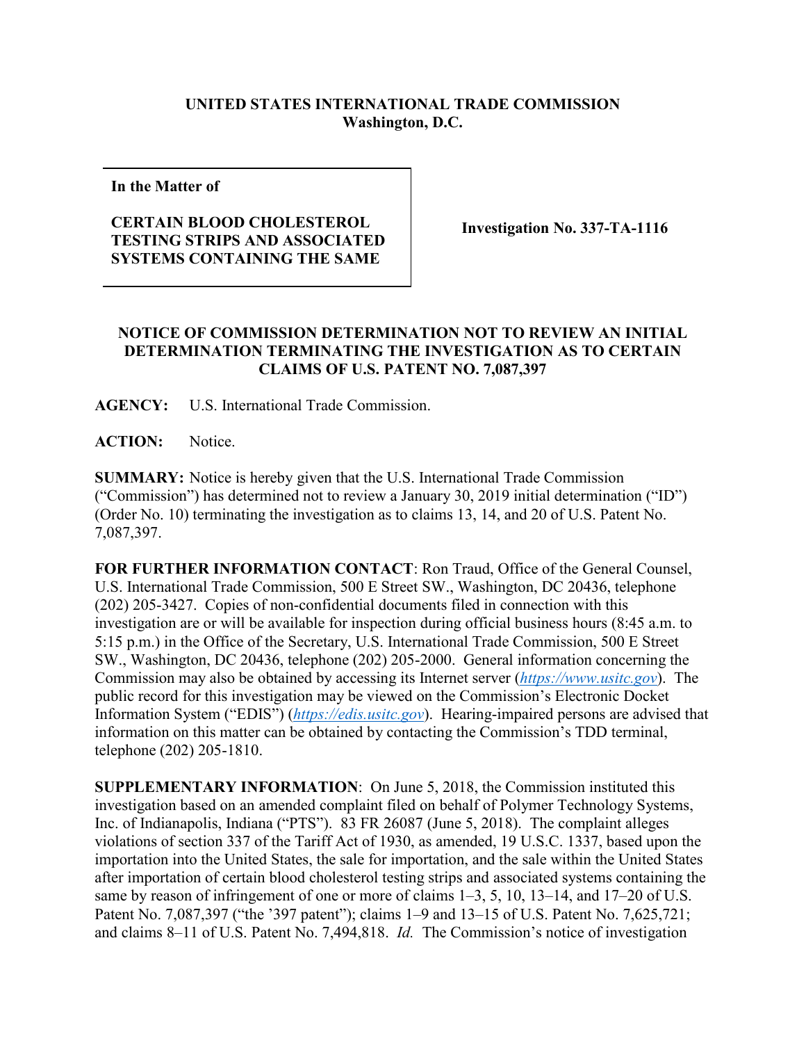**UNITED STATES INTERNATIONAL TRADE COMMISSION**
**Washington, D.C.**

| In the Matter of<br><br>**CERTAIN BLOOD CHOLESTEROL TESTING STRIPS AND ASSOCIATED SYSTEMS CONTAINING THE SAME** | **Investigation No. 337-TA-1116** |
|---|---|

## NOTICE OF COMMISSION DETERMINATION NOT TO REVIEW AN INITIAL DETERMINATION TERMINATING THE INVESTIGATION AS TO CERTAIN CLAIMS OF U.S. PATENT NO. 7,087,397

**AGENCY:** U.S. International Trade Commission.

**ACTION:** Notice.

**SUMMARY:** Notice is hereby given that the U.S. International Trade Commission ("Commission") has determined not to review a January 30, 2019 initial determination ("ID") (Order No. 10) terminating the investigation as to claims 13, 14, and 20 of U.S. Patent No. 7,087,397.

**FOR FURTHER INFORMATION CONTACT**: Ron Traud, Office of the General Counsel, U.S. International Trade Commission, 500 E Street SW., Washington, DC 20436, telephone (202) 205-3427. Copies of non-confidential documents filed in connection with this investigation are or will be available for inspection during official business hours (8:45 a.m. to 5:15 p.m.) in the Office of the Secretary, U.S. International Trade Commission, 500 E Street SW., Washington, DC 20436, telephone (202) 205-2000. General information concerning the Commission may also be obtained by accessing its Internet server (*https://www.usitc.gov*). The public record for this investigation may be viewed on the Commission's Electronic Docket Information System ("EDIS") (*https://edis.usitc.gov*). Hearing-impaired persons are advised that information on this matter can be obtained by contacting the Commission's TDD terminal, telephone (202) 205-1810.

**SUPPLEMENTARY INFORMATION**: On June 5, 2018, the Commission instituted this investigation based on an amended complaint filed on behalf of Polymer Technology Systems, Inc. of Indianapolis, Indiana ("PTS"). 83 FR 26087 (June 5, 2018). The complaint alleges violations of section 337 of the Tariff Act of 1930, as amended, 19 U.S.C. 1337, based upon the importation into the United States, the sale for importation, and the sale within the United States after importation of certain blood cholesterol testing strips and associated systems containing the same by reason of infringement of one or more of claims 1–3, 5, 10, 13–14, and 17–20 of U.S. Patent No. 7,087,397 ("the '397 patent"); claims 1–9 and 13–15 of U.S. Patent No. 7,625,721; and claims 8–11 of U.S. Patent No. 7,494,818. *Id.* The Commission's notice of investigation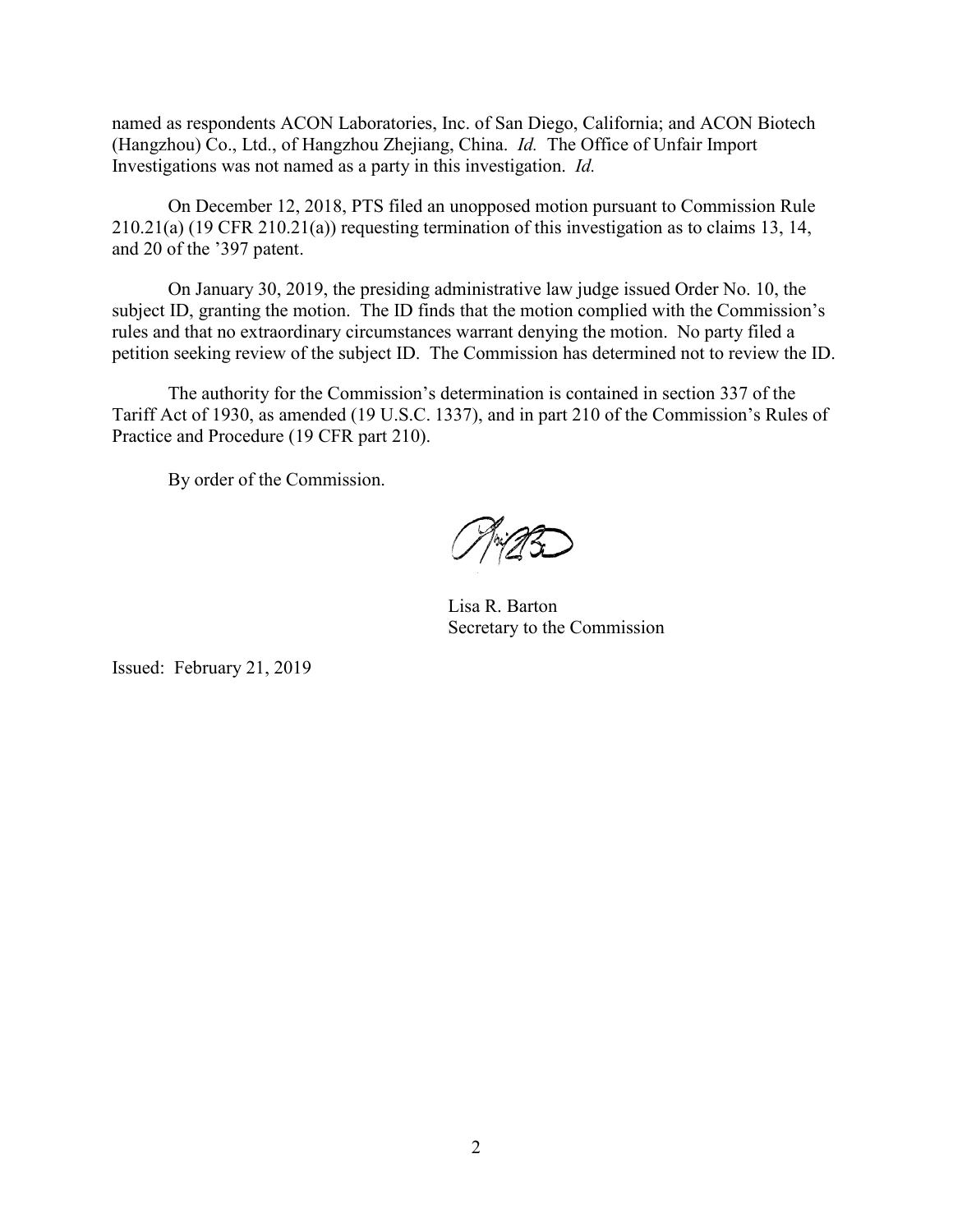named as respondents ACON Laboratories, Inc. of San Diego, California; and ACON Biotech (Hangzhou) Co., Ltd., of Hangzhou Zhejiang, China. *Id.* The Office of Unfair Import Investigations was not named as a party in this investigation. *Id.*

On December 12, 2018, PTS filed an unopposed motion pursuant to Commission Rule 210.21(a) (19 CFR 210.21(a)) requesting termination of this investigation as to claims 13, 14, and 20 of the '397 patent.

On January 30, 2019, the presiding administrative law judge issued Order No. 10, the subject ID, granting the motion. The ID finds that the motion complied with the Commission's rules and that no extraordinary circumstances warrant denying the motion. No party filed a petition seeking review of the subject ID. The Commission has determined not to review the ID.

The authority for the Commission's determination is contained in section 337 of the Tariff Act of 1930, as amended (19 U.S.C. 1337), and in part 210 of the Commission's Rules of Practice and Procedure (19 CFR part 210).

By order of the Commission.

Lisa R. Barton
Secretary to the Commission

Issued: February 21, 2019